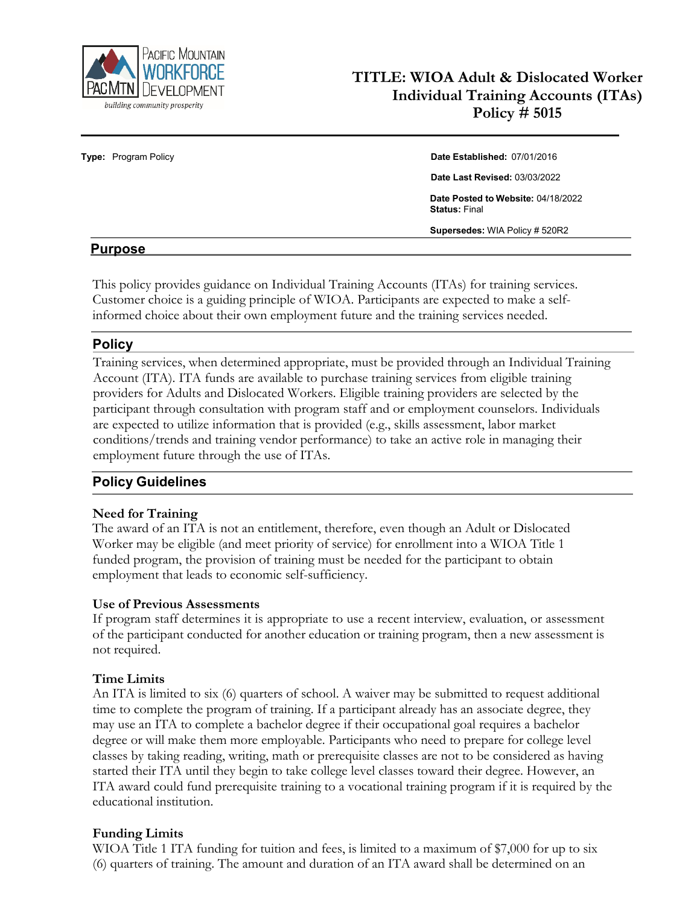Pacific Mountain Workforce Development

building community prosperity

# TITLE: WIOA Adult & Dislocated Worker Individual Training Accounts (ITAs) Policy # 5015

**Type:** Program Policy

**Date Established:** 07/01/2016

**Date Last Revised:** 03/03/2022

**Date Posted to Website:** 04/18/2022

**Status:** Final

**Supersedes:** WIA Policy # 520R2

## Purpose

This policy provides guidance on Individual Training Accounts (ITAs) for training services. Customer choice is a guiding principle of WIOA. Participants are expected to make a self-informed choice about their own employment future and the training services needed.

## Policy

Training services, when determined appropriate, must be provided through an Individual Training Account (ITA). ITA funds are available to purchase training services from eligible training providers for Adults and Dislocated Workers. Eligible training providers are selected by the participant through consultation with program staff and or employment counselors. Individuals are expected to utilize information that is provided (e.g., skills assessment, labor market conditions/trends and training vendor performance) to take an active role in managing their employment future through the use of ITAs.

## Policy Guidelines

### Need for Training

The award of an ITA is not an entitlement, therefore, even though an Adult or Dislocated Worker may be eligible (and meet priority of service) for enrollment into a WIOA Title 1 funded program, the provision of training must be needed for the participant to obtain employment that leads to economic self-sufficiency.

### Use of Previous Assessments

If program staff determines it is appropriate to use a recent interview, evaluation, or assessment of the participant conducted for another education or training program, then a new assessment is not required.

### Time Limits

An ITA is limited to six (6) quarters of school. A waiver may be submitted to request additional time to complete the program of training. If a participant already has an associate degree, they may use an ITA to complete a bachelor degree if their occupational goal requires a bachelor degree or will make them more employable. Participants who need to prepare for college level classes by taking reading, writing, math or prerequisite classes are not to be considered as having started their ITA until they begin to take college level classes toward their degree. However, an ITA award could fund prerequisite training to a vocational training program if it is required by the educational institution.

### Funding Limits

WIOA Title 1 ITA funding for tuition and fees, is limited to a maximum of $7,000 for up to six (6) quarters of training. The amount and duration of an ITA award shall be determined on an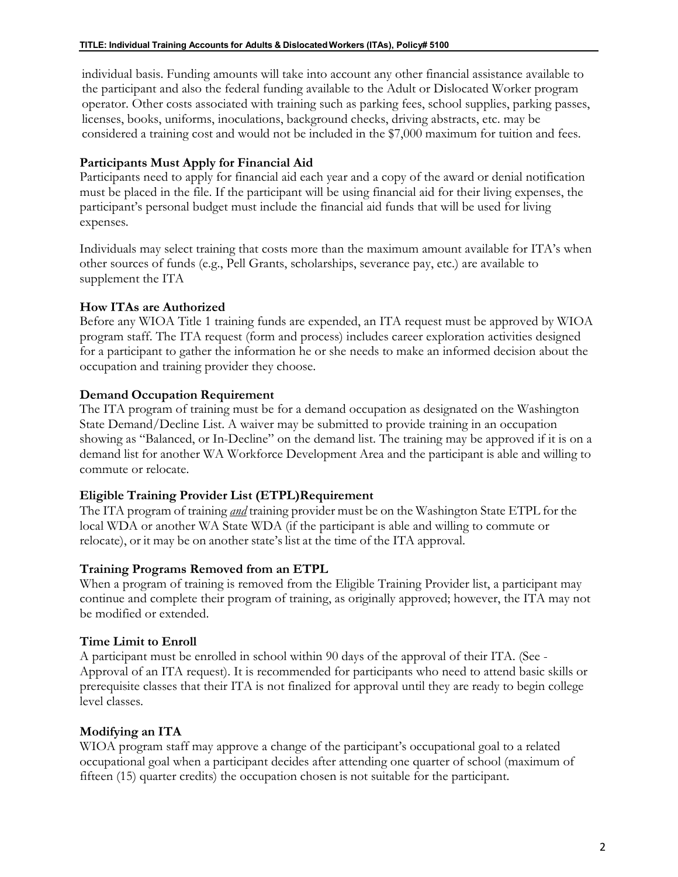individual basis. Funding amounts will take into account any other financial assistance available to the participant and also the federal funding available to the Adult or Dislocated Worker program operator. Other costs associated with training such as parking fees, school supplies, parking passes, licenses, books, uniforms, inoculations, background checks, driving abstracts, etc. may be considered a training cost and would not be included in the $7,000 maximum for tuition and fees.

**Participants Must Apply for Financial Aid**

Participants need to apply for financial aid each year and a copy of the award or denial notification must be placed in the file. If the participant will be using financial aid for their living expenses, the participant's personal budget must include the financial aid funds that will be used for living expenses.

Individuals may select training that costs more than the maximum amount available for ITA's when other sources of funds (e.g., Pell Grants, scholarships, severance pay, etc.) are available to supplement the ITA

**How ITAs are Authorized**

Before any WIOA Title 1 training funds are expended, an ITA request must be approved by WIOA program staff. The ITA request (form and process) includes career exploration activities designed for a participant to gather the information he or she needs to make an informed decision about the occupation and training provider they choose.

**Demand Occupation Requirement**

The ITA program of training must be for a demand occupation as designated on the Washington State Demand/Decline List. A waiver may be submitted to provide training in an occupation showing as "Balanced, or In-Decline" on the demand list. The training may be approved if it is on a demand list for another WA Workforce Development Area and the participant is able and willing to commute or relocate.

**Eligible Training Provider List (ETPL)Requirement**

The ITA program of training ***and*** training provider must be on the Washington State ETPL for the local WDA or another WA State WDA (if the participant is able and willing to commute or relocate), or it may be on another state's list at the time of the ITA approval.

**Training Programs Removed from an ETPL**

When a program of training is removed from the Eligible Training Provider list, a participant may continue and complete their program of training, as originally approved; however, the ITA may not be modified or extended.

**Time Limit to Enroll**

A participant must be enrolled in school within 90 days of the approval of their ITA. (See - Approval of an ITA request). It is recommended for participants who need to attend basic skills or prerequisite classes that their ITA is not finalized for approval until they are ready to begin college level classes.

**Modifying an ITA**

WIOA program staff may approve a change of the participant's occupational goal to a related occupational goal when a participant decides after attending one quarter of school (maximum of fifteen (15) quarter credits) the occupation chosen is not suitable for the participant.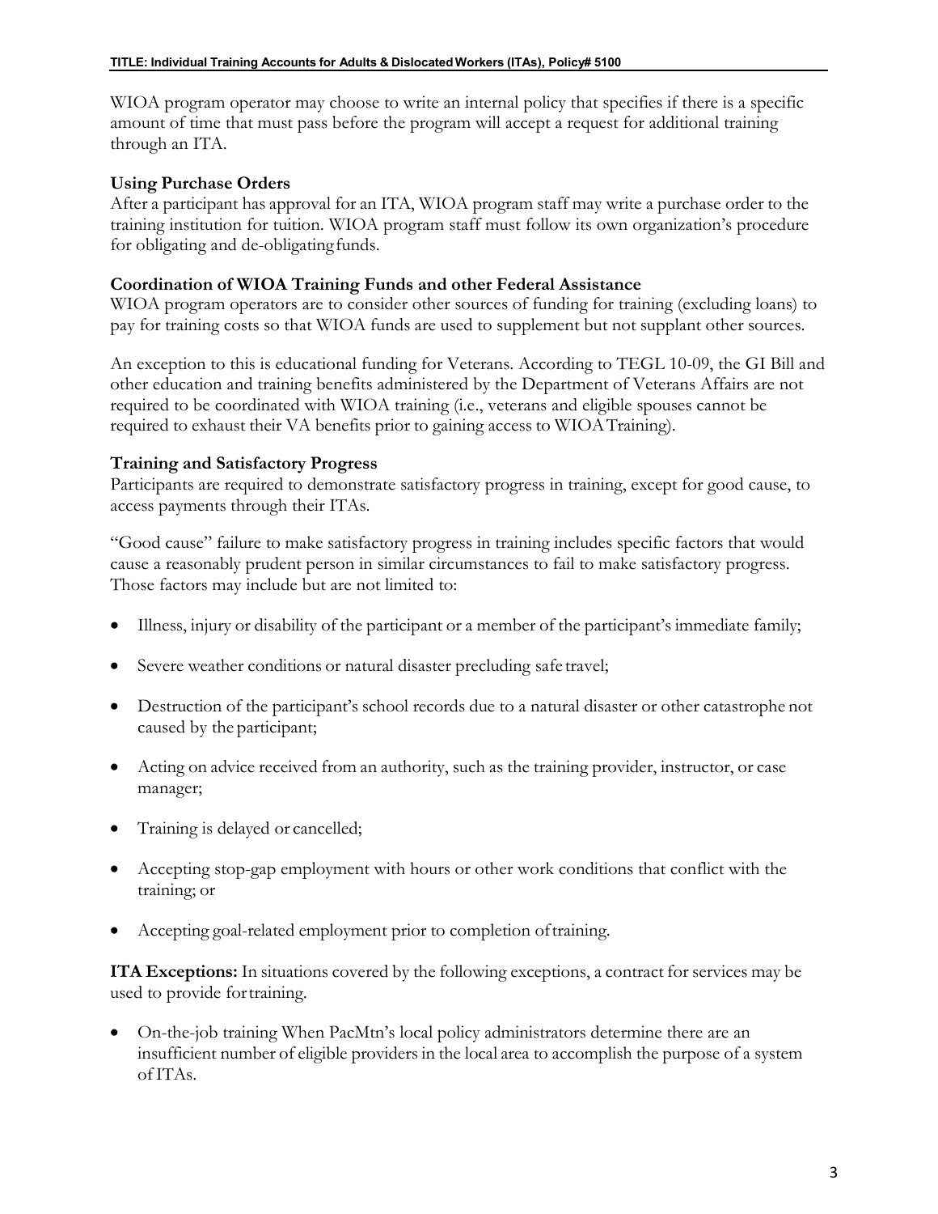WIOA program operator may choose to write an internal policy that specifies if there is a specific amount of time that must pass before the program will accept a request for additional training through an ITA.

### Using Purchase Orders

After a participant has approval for an ITA, WIOA program staff may write a purchase order to the training institution for tuition. WIOA program staff must follow its own organization's procedure for obligating and de-obligating funds.

### Coordination of WIOA Training Funds and other Federal Assistance

WIOA program operators are to consider other sources of funding for training (excluding loans) to pay for training costs so that WIOA funds are used to supplement but not supplant other sources.

An exception to this is educational funding for Veterans. According to TEGL 10-09, the GI Bill and other education and training benefits administered by the Department of Veterans Affairs are not required to be coordinated with WIOA training (i.e., veterans and eligible spouses cannot be required to exhaust their VA benefits prior to gaining access to WIOA Training).

### Training and Satisfactory Progress

Participants are required to demonstrate satisfactory progress in training, except for good cause, to access payments through their ITAs.

"Good cause" failure to make satisfactory progress in training includes specific factors that would cause a reasonably prudent person in similar circumstances to fail to make satisfactory progress. Those factors may include but are not limited to:

- Illness, injury or disability of the participant or a member of the participant's immediate family;
- Severe weather conditions or natural disaster precluding safe travel;
- Destruction of the participant's school records due to a natural disaster or other catastrophe not caused by the participant;
- Acting on advice received from an authority, such as the training provider, instructor, or case manager;
- Training is delayed or cancelled;
- Accepting stop-gap employment with hours or other work conditions that conflict with the training; or
- Accepting goal-related employment prior to completion of training.

**ITA Exceptions:** In situations covered by the following exceptions, a contract for services may be used to provide for training.

- On-the-job training When PacMtn's local policy administrators determine there are an insufficient number of eligible providers in the local area to accomplish the purpose of a system of ITAs.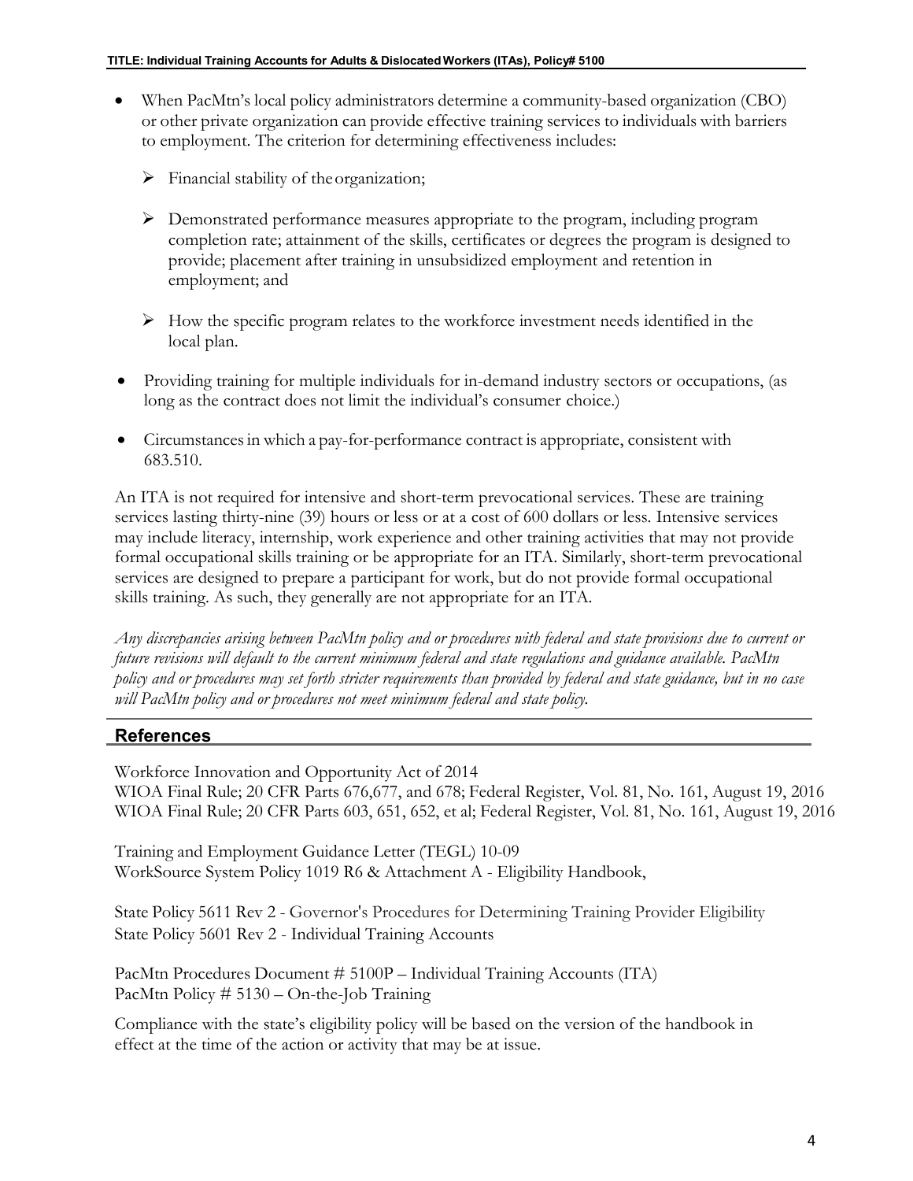- When PacMtn's local policy administrators determine a community-based organization (CBO) or other private organization can provide effective training services to individuals with barriers to employment. The criterion for determining effectiveness includes:
  - Financial stability of the organization;
  - Demonstrated performance measures appropriate to the program, including program completion rate; attainment of the skills, certificates or degrees the program is designed to provide; placement after training in unsubsidized employment and retention in employment; and
  - How the specific program relates to the workforce investment needs identified in the local plan.
- Providing training for multiple individuals for in-demand industry sectors or occupations, (as long as the contract does not limit the individual's consumer choice.)
- Circumstances in which a pay-for-performance contract is appropriate, consistent with 683.510.

An ITA is not required for intensive and short-term prevocational services. These are training services lasting thirty-nine (39) hours or less or at a cost of 600 dollars or less. Intensive services may include literacy, internship, work experience and other training activities that may not provide formal occupational skills training or be appropriate for an ITA. Similarly, short-term prevocational services are designed to prepare a participant for work, but do not provide formal occupational skills training. As such, they generally are not appropriate for an ITA.

*Any discrepancies arising between PacMtn policy and or procedures with federal and state provisions due to current or future revisions will default to the current minimum federal and state regulations and guidance available. PacMtn policy and or procedures may set forth stricter requirements than provided by federal and state guidance, but in no case will PacMtn policy and or procedures not meet minimum federal and state policy.*

## References

Workforce Innovation and Opportunity Act of 2014
WIOA Final Rule; 20 CFR Parts 676,677, and 678; Federal Register, Vol. 81, No. 161, August 19, 2016
WIOA Final Rule; 20 CFR Parts 603, 651, 652, et al; Federal Register, Vol. 81, No. 161, August 19, 2016

Training and Employment Guidance Letter (TEGL) 10-09
WorkSource System Policy 1019 R6 & Attachment A - Eligibility Handbook,

State Policy 5611 Rev 2 - Governor's Procedures for Determining Training Provider Eligibility
State Policy 5601 Rev 2 - Individual Training Accounts

PacMtn Procedures Document # 5100P – Individual Training Accounts (ITA)
PacMtn Policy # 5130 – On-the-Job Training

Compliance with the state's eligibility policy will be based on the version of the handbook in effect at the time of the action or activity that may be at issue.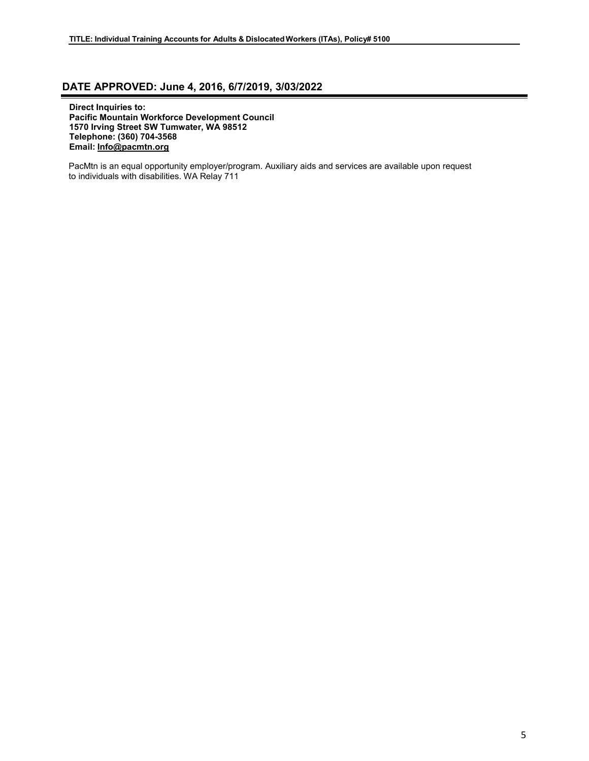## DATE APPROVED: June 4, 2016, 6/7/2019, 3/03/2022

**Direct Inquiries to:**
**Pacific Mountain Workforce Development Council**
**1570 Irving Street SW Tumwater, WA 98512**
**Telephone: (360) 704-3568**
**Email: Info@pacmtn.org**

PacMtn is an equal opportunity employer/program. Auxiliary aids and services are available upon request to individuals with disabilities. WA Relay 711